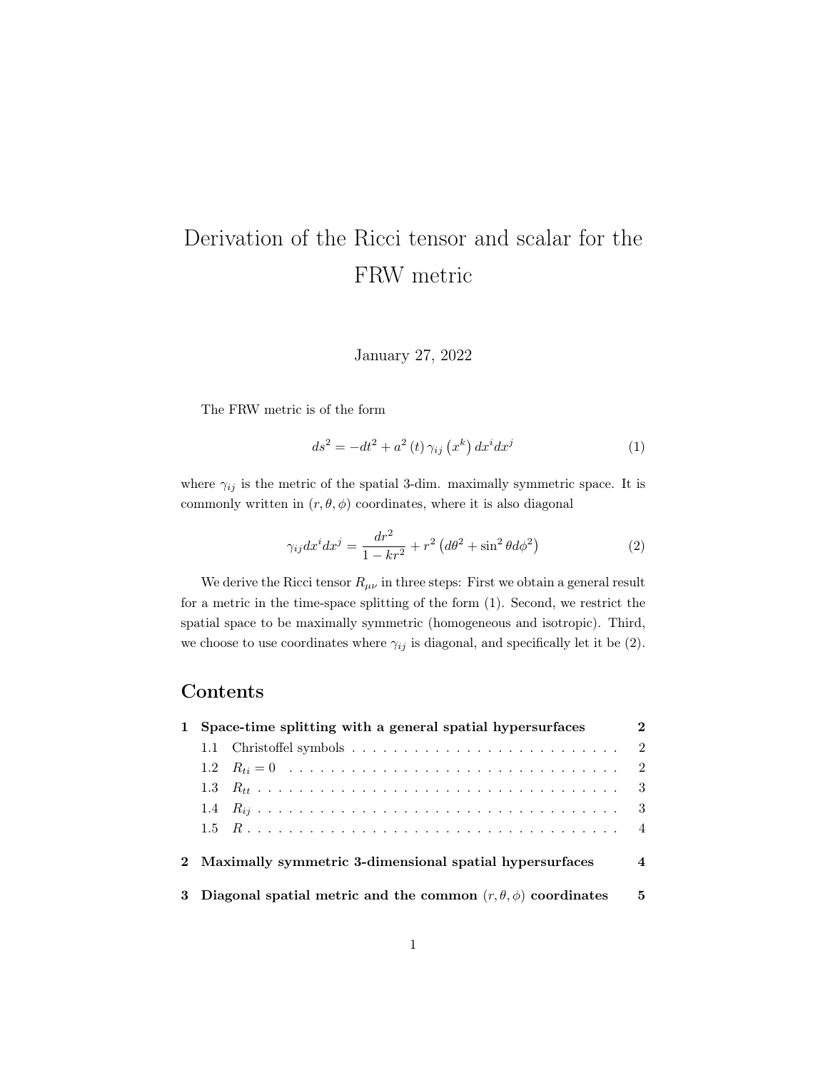# Derivation of the Ricci tensor and scalar for the FRW metric

January 27, 2022

The FRW metric is of the form

$$ds^2 = -dt^2 + a^2(t)\,\gamma_{ij}\left(x^k\right)dx^i dx^j \tag{1}$$

where $\gamma_{ij}$ is the metric of the spatial 3-dim. maximally symmetric space. It is commonly written in $(r, \theta, \phi)$ coordinates, where it is also diagonal

$$\gamma_{ij}dx^i dx^j = \frac{dr^2}{1-kr^2} + r^2\left(d\theta^2 + \sin^2\theta d\phi^2\right) \tag{2}$$

We derive the Ricci tensor $R_{\mu\nu}$ in three steps: First we obtain a general result for a metric in the time-space splitting of the form (1). Second, we restrict the spatial space to be maximally symmetric (homogeneous and isotropic). Third, we choose to use coordinates where $\gamma_{ij}$ is diagonal, and specifically let it be (2).

## Contents

- **1 Space-time splitting with a general spatial hypersurfaces** — **2**
  - 1.1 Christoffel symbols — 2
  - 1.2 $R_{ti} = 0$ — 2
  - 1.3 $R_{tt}$ — 3
  - 1.4 $R_{ij}$ — 3
  - 1.5 $R$ — 4
- **2 Maximally symmetric 3-dimensional spatial hypersurfaces** — **4**
- **3 Diagonal spatial metric and the common $(r, \theta, \phi)$ coordinates** — **5**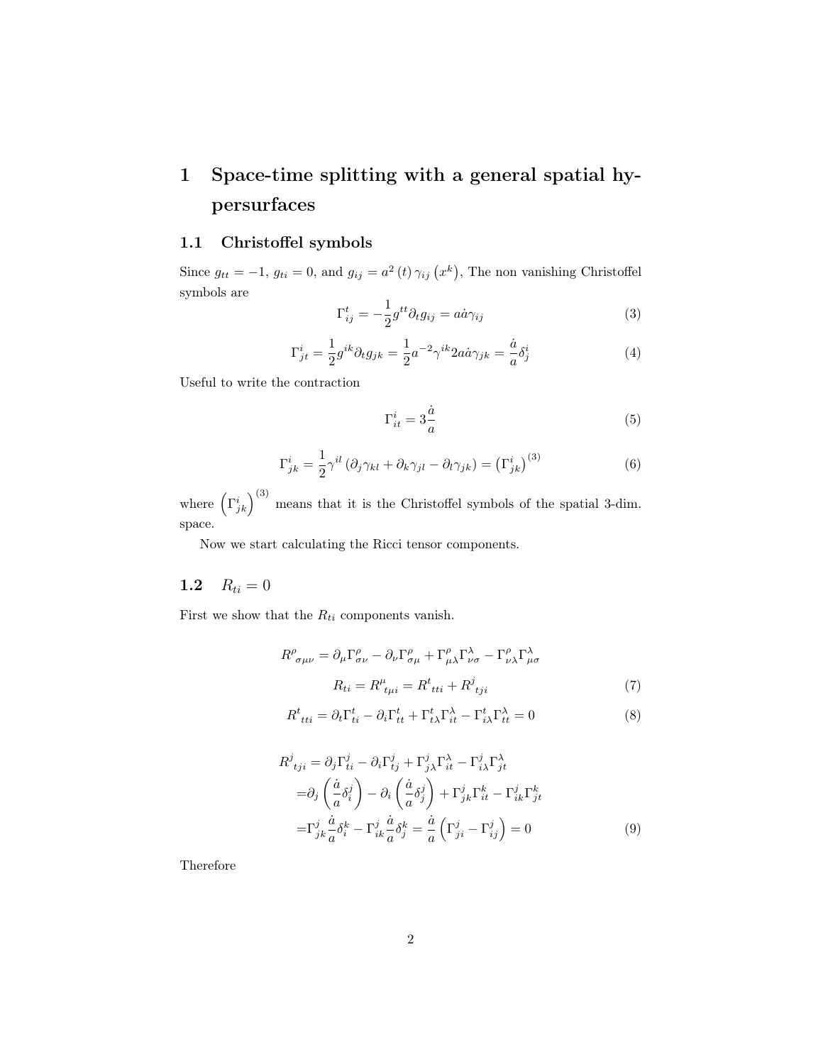# 1 Space-time splitting with a general spatial hypersurfaces

## 1.1 Christoffel symbols

Since $g_{tt} = -1$, $g_{ti} = 0$, and $g_{ij} = a^2(t)\,\gamma_{ij}(x^k)$, The non vanishing Christoffel symbols are

$$\Gamma^t_{ij} = -\frac{1}{2} g^{tt} \partial_t g_{ij} = a\dot{a}\gamma_{ij} \tag{3}$$

$$\Gamma^i_{jt} = \frac{1}{2} g^{ik} \partial_t g_{jk} = \frac{1}{2} a^{-2} \gamma^{ik} 2a\dot{a}\gamma_{jk} = \frac{\dot{a}}{a}\delta^i_j \tag{4}$$

Useful to write the contraction

$$\Gamma^i_{it} = 3\frac{\dot{a}}{a} \tag{5}$$

$$\Gamma^i_{jk} = \frac{1}{2}\gamma^{il}\left(\partial_j \gamma_{kl} + \partial_k \gamma_{jl} - \partial_l \gamma_{jk}\right) = \left(\Gamma^i_{jk}\right)^{(3)} \tag{6}$$

where $\left(\Gamma^i_{jk}\right)^{(3)}$ means that it is the Christoffel symbols of the spatial 3-dim. space.

Now we start calculating the Ricci tensor components.

## 1.2 $R_{ti} = 0$

First we show that the $R_{ti}$ components vanish.

$$R^\rho{}_{\sigma\mu\nu} = \partial_\mu \Gamma^\rho_{\sigma\nu} - \partial_\nu \Gamma^\rho_{\sigma\mu} + \Gamma^\rho_{\mu\lambda}\Gamma^\lambda_{\nu\sigma} - \Gamma^\rho_{\nu\lambda}\Gamma^\lambda_{\mu\sigma}$$

$$R_{ti} = R^\mu{}_{t\mu i} = R^t{}_{tti} + R^j{}_{tji} \tag{7}$$

$$R^t{}_{tti} = \partial_t \Gamma^t_{ti} - \partial_i \Gamma^t_{tt} + \Gamma^t_{t\lambda}\Gamma^\lambda_{it} - \Gamma^t_{i\lambda}\Gamma^\lambda_{tt} = 0 \tag{8}$$

$$\begin{aligned}
R^j{}_{tji} &= \partial_j \Gamma^j_{ti} - \partial_i \Gamma^j_{tj} + \Gamma^j_{j\lambda}\Gamma^\lambda_{it} - \Gamma^j_{i\lambda}\Gamma^\lambda_{jt} \\
&= \partial_j\left(\frac{\dot{a}}{a}\delta^j_i\right) - \partial_i\left(\frac{\dot{a}}{a}\delta^j_j\right) + \Gamma^j_{jk}\Gamma^k_{it} - \Gamma^j_{ik}\Gamma^k_{jt} \\
&= \Gamma^j_{jk}\frac{\dot{a}}{a}\delta^k_i - \Gamma^j_{ik}\frac{\dot{a}}{a}\delta^k_j = \frac{\dot{a}}{a}\left(\Gamma^j_{ji} - \Gamma^j_{ij}\right) = 0
\end{aligned} \tag{9}$$

Therefore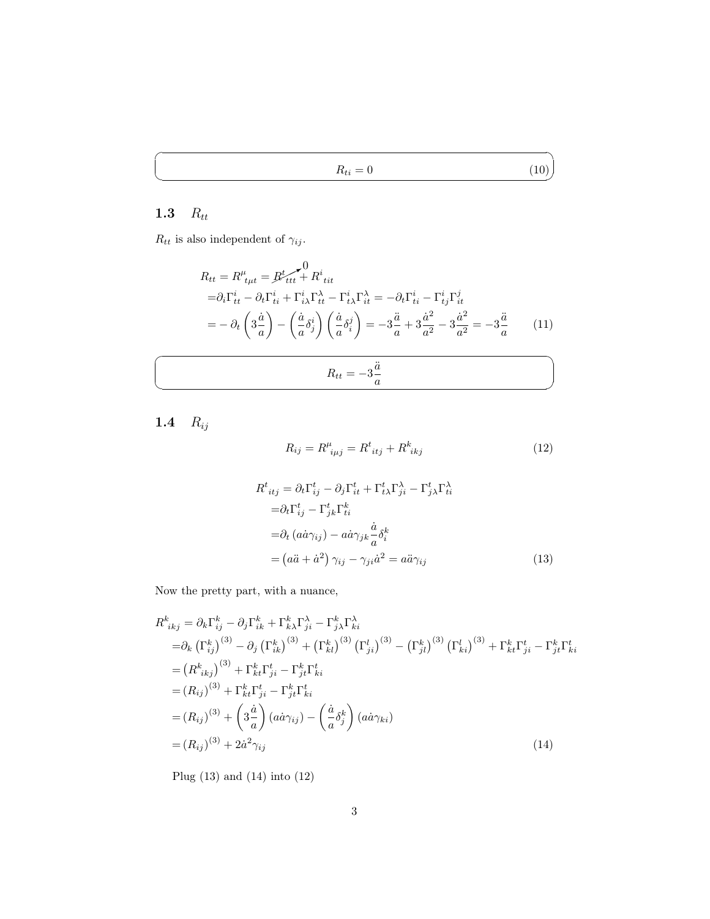$$R_{ti} = 0 \tag{10}$$

## 1.3 $R_{tt}$

$R_{tt}$ is also independent of $\gamma_{ij}$.

$$
\begin{aligned}
R_{tt} = R^{\mu}{}_{t\mu t} &= \overset{0}{\cancel{R^{t}{}_{ttt}}} + R^{i}{}_{tit} \\
=& \partial_i \Gamma^i_{tt} - \partial_t \Gamma^i_{ti} + \Gamma^i_{i\lambda}\Gamma^\lambda_{tt} - \Gamma^i_{t\lambda}\Gamma^\lambda_{it} = -\partial_t \Gamma^i_{ti} - \Gamma^i_{tj}\Gamma^j_{it} \\
=& -\partial_t \left(3\frac{\dot{a}}{a}\right) - \left(\frac{\dot{a}}{a}\delta^i_j\right)\left(\frac{\dot{a}}{a}\delta^j_i\right) = -3\frac{\ddot{a}}{a} + 3\frac{\dot{a}^2}{a^2} - 3\frac{\dot{a}^2}{a^2} = -3\frac{\ddot{a}}{a}
\end{aligned}
\tag{11}
$$

$$R_{tt} = -3\frac{\ddot{a}}{a}$$

## 1.4 $R_{ij}$

$$R_{ij} = R^{\mu}{}_{i\mu j} = R^{t}{}_{itj} + R^{k}{}_{ikj} \tag{12}$$

$$
\begin{aligned}
R^{t}{}_{itj} &= \partial_t \Gamma^t_{ij} - \partial_j \Gamma^t_{it} + \Gamma^t_{t\lambda}\Gamma^\lambda_{ji} - \Gamma^t_{j\lambda}\Gamma^\lambda_{ti} \\
&= \partial_t \Gamma^t_{ij} - \Gamma^t_{jk}\Gamma^k_{ti} \\
&= \partial_t \left(a\dot{a}\gamma_{ij}\right) - a\dot{a}\gamma_{jk}\frac{\dot{a}}{a}\delta^k_i \\
&= \left(a\ddot{a} + \dot{a}^2\right)\gamma_{ij} - \gamma_{ji}\dot{a}^2 = a\ddot{a}\gamma_{ij}
\end{aligned}
\tag{13}
$$

Now the pretty part, with a nuance,

$$
\begin{aligned}
R^{k}{}_{ikj} &= \partial_k \Gamma^k_{ij} - \partial_j \Gamma^k_{ik} + \Gamma^k_{k\lambda}\Gamma^\lambda_{ji} - \Gamma^k_{j\lambda}\Gamma^\lambda_{ki} \\
&= \partial_k \left(\Gamma^k_{ij}\right)^{(3)} - \partial_j \left(\Gamma^k_{ik}\right)^{(3)} + \left(\Gamma^k_{kl}\right)^{(3)}\left(\Gamma^l_{ji}\right)^{(3)} - \left(\Gamma^k_{jl}\right)^{(3)}\left(\Gamma^l_{ki}\right)^{(3)} + \Gamma^k_{kt}\Gamma^t_{ji} - \Gamma^k_{jt}\Gamma^t_{ki} \\
&= \left(R^k{}_{ikj}\right)^{(3)} + \Gamma^k_{kt}\Gamma^t_{ji} - \Gamma^k_{jt}\Gamma^t_{ki} \\
&= \left(R_{ij}\right)^{(3)} + \Gamma^k_{kt}\Gamma^t_{ji} - \Gamma^k_{jt}\Gamma^t_{ki} \\
&= \left(R_{ij}\right)^{(3)} + \left(3\frac{\dot{a}}{a}\right)\left(a\dot{a}\gamma_{ij}\right) - \left(\frac{\dot{a}}{a}\delta^k_j\right)\left(a\dot{a}\gamma_{ki}\right) \\
&= \left(R_{ij}\right)^{(3)} + 2\dot{a}^2\gamma_{ij}
\end{aligned}
\tag{14}
$$

Plug (13) and (14) into (12)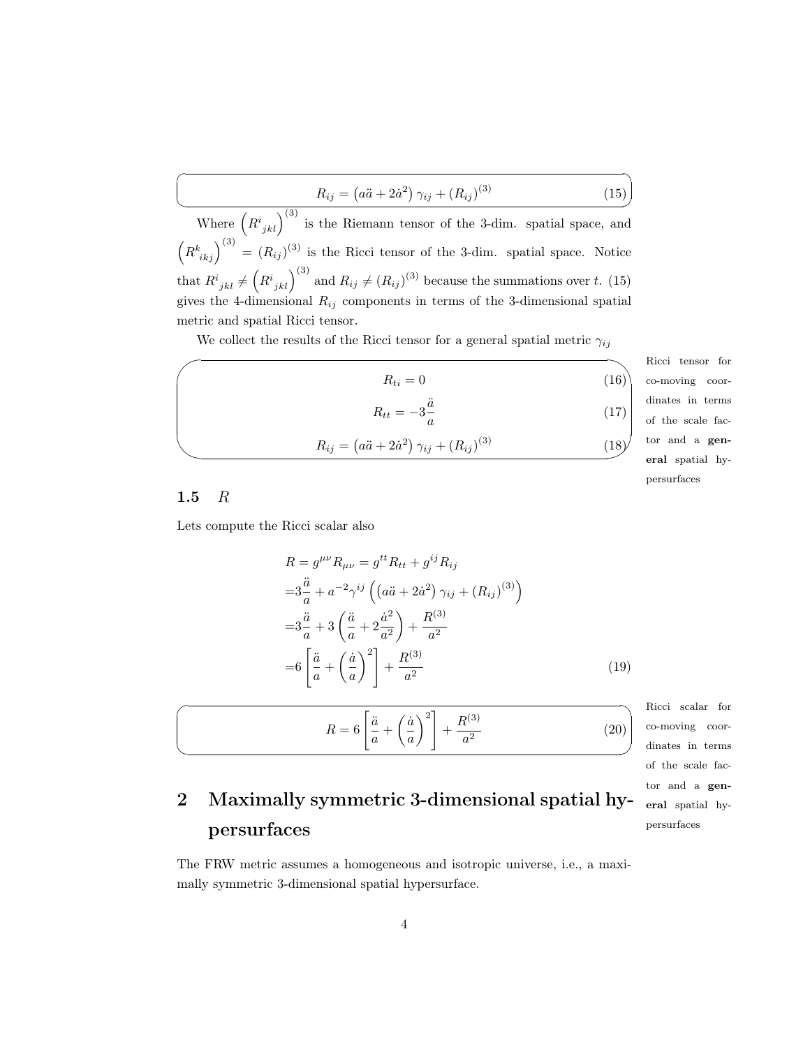$$R_{ij} = \left(a\ddot{a} + 2\dot{a}^2\right)\gamma_{ij} + \left(R_{ij}\right)^{(3)} \tag{15}$$

Where $\left(R^i{}_{jkl}\right)^{(3)}$ is the Riemann tensor of the 3-dim. spatial space, and $\left(R^k{}_{ikj}\right)^{(3)} = \left(R_{ij}\right)^{(3)}$ is the Ricci tensor of the 3-dim. spatial space. Notice that $R^i{}_{jkl} \neq \left(R^i{}_{jkl}\right)^{(3)}$ and $R_{ij} \neq \left(R_{ij}\right)^{(3)}$ because the summations over $t$. (15) gives the 4-dimensional $R_{ij}$ components in terms of the 3-dimensional spatial metric and spatial Ricci tensor.

We collect the results of the Ricci tensor for a general spatial metric $\gamma_{ij}$

$$R_{ti} = 0 \tag{16}$$

$$R_{tt} = -3\frac{\ddot{a}}{a} \tag{17}$$

$$R_{ij} = \left(a\ddot{a} + 2\dot{a}^2\right)\gamma_{ij} + \left(R_{ij}\right)^{(3)} \tag{18}$$

Ricci tensor for co-moving coordinates in terms of the scale factor and a **general** spatial hypersurfaces

### 1.5 $R$

Lets compute the Ricci scalar also

$$\begin{aligned}
R = g^{\mu\nu}R_{\mu\nu} &= g^{tt}R_{tt} + g^{ij}R_{ij} \\
&= 3\frac{\ddot{a}}{a} + a^{-2}\gamma^{ij}\left(\left(a\ddot{a} + 2\dot{a}^2\right)\gamma_{ij} + \left(R_{ij}\right)^{(3)}\right) \\
&= 3\frac{\ddot{a}}{a} + 3\left(\frac{\ddot{a}}{a} + 2\frac{\dot{a}^2}{a^2}\right) + \frac{R^{(3)}}{a^2} \\
&= 6\left[\frac{\ddot{a}}{a} + \left(\frac{\dot{a}}{a}\right)^2\right] + \frac{R^{(3)}}{a^2}
\end{aligned} \tag{19}$$

$$R = 6\left[\frac{\ddot{a}}{a} + \left(\frac{\dot{a}}{a}\right)^2\right] + \frac{R^{(3)}}{a^2} \tag{20}$$

Ricci scalar for co-moving coordinates in terms of the scale factor and a **general** spatial hypersurfaces

## 2 Maximally symmetric 3-dimensional spatial hypersurfaces

The FRW metric assumes a homogeneous and isotropic universe, i.e., a maximally symmetric 3-dimensional spatial hypersurface.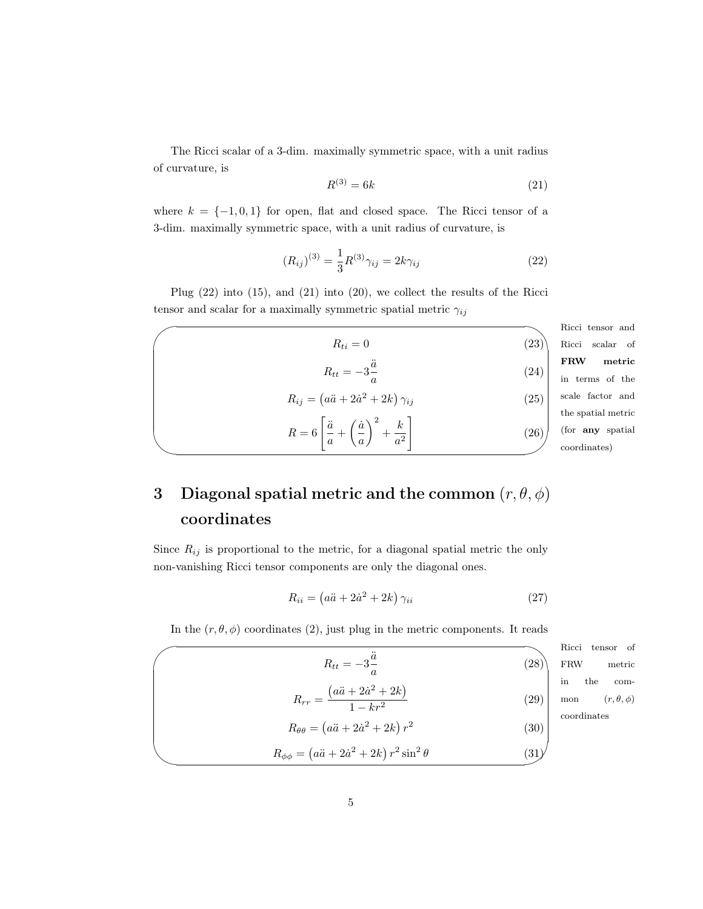The Ricci scalar of a 3-dim. maximally symmetric space, with a unit radius of curvature, is

$$R^{(3)} = 6k \tag{21}$$

where $k = \{-1, 0, 1\}$ for open, flat and closed space. The Ricci tensor of a 3-dim. maximally symmetric space, with a unit radius of curvature, is

$$(R_{ij})^{(3)} = \frac{1}{3} R^{(3)} \gamma_{ij} = 2k\gamma_{ij} \tag{22}$$

Plug (22) into (15), and (21) into (20), we collect the results of the Ricci tensor and scalar for a maximally symmetric spatial metric $\gamma_{ij}$

Ricci tensor and Ricci scalar of **FRW metric** in terms of the scale factor and the spatial metric (for **any** spatial coordinates)

$$R_{ti} = 0 \tag{23}$$

$$R_{tt} = -3\frac{\ddot{a}}{a} \tag{24}$$

$$R_{ij} = \left(a\ddot{a} + 2\dot{a}^2 + 2k\right)\gamma_{ij} \tag{25}$$

$$R = 6\left[\frac{\ddot{a}}{a} + \left(\frac{\dot{a}}{a}\right)^2 + \frac{k}{a^2}\right] \tag{26}$$

## 3 Diagonal spatial metric and the common $(r, \theta, \phi)$ coordinates

Since $R_{ij}$ is proportional to the metric, for a diagonal spatial metric the only non-vanishing Ricci tensor components are only the diagonal ones.

$$R_{ii} = \left(a\ddot{a} + 2\dot{a}^2 + 2k\right)\gamma_{ii} \tag{27}$$

In the $(r, \theta, \phi)$ coordinates (2), just plug in the metric components. It reads

Ricci tensor of FRW metric in the common $(r, \theta, \phi)$ coordinates

$$R_{tt} = -3\frac{\ddot{a}}{a} \tag{28}$$

$$R_{rr} = \frac{\left(a\ddot{a} + 2\dot{a}^2 + 2k\right)}{1 - kr^2} \tag{29}$$

$$R_{\theta\theta} = \left(a\ddot{a} + 2\dot{a}^2 + 2k\right)r^2 \tag{30}$$

$$R_{\phi\phi} = \left(a\ddot{a} + 2\dot{a}^2 + 2k\right)r^2 \sin^2\theta \tag{31}$$